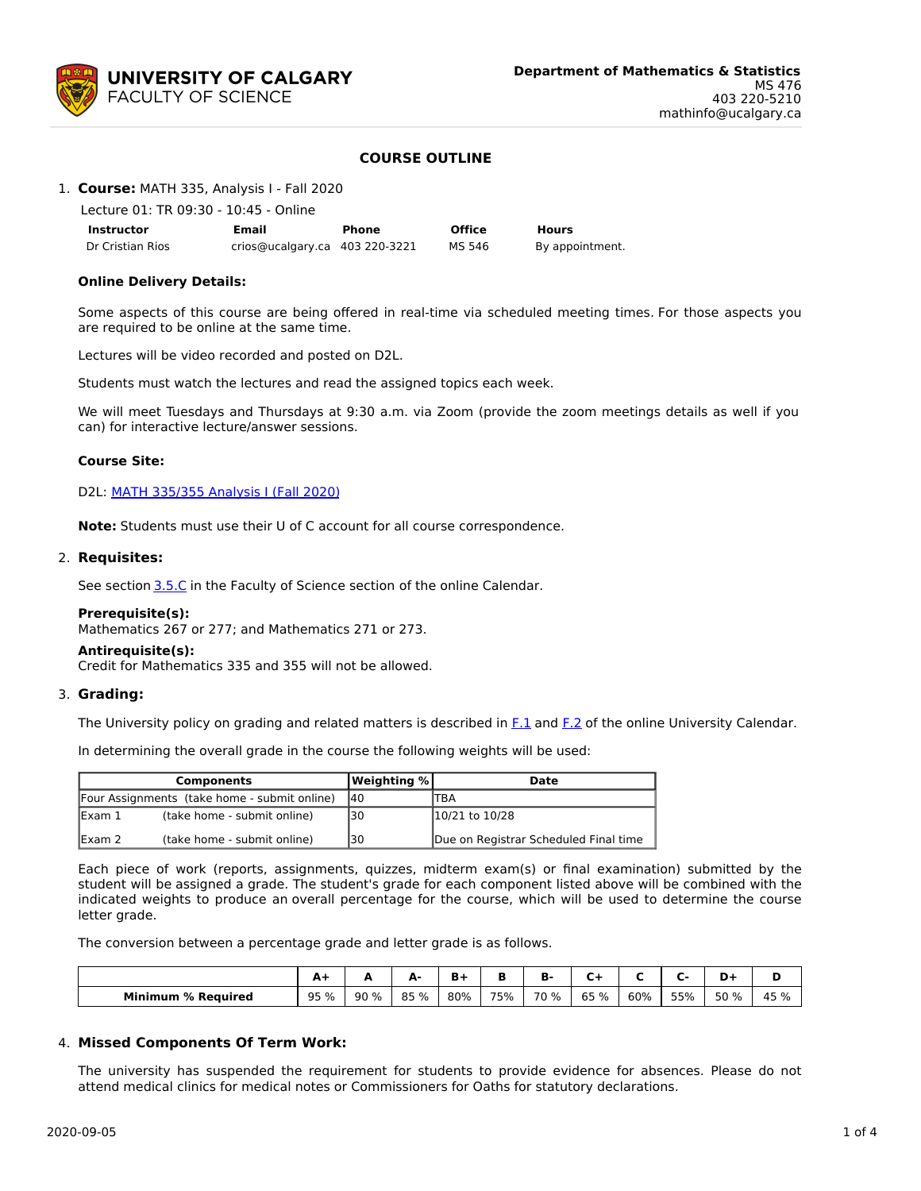**UNIVERSITY OF CALGARY**
FACULTY OF SCIENCE

**Department of Mathematics & Statistics**
MS 476
403 220-5210
mathinfo@ucalgary.ca

## COURSE OUTLINE

1. **Course:** MATH 335, Analysis I - Fall 2020

   Lecture 01: TR 09:30 - 10:45 - Online

| Instructor | Email | Phone | Office | Hours |
|---|---|---|---|---|
| Dr Cristian Rios | crios@ucalgary.ca | 403 220-3221 | MS 546 | By appointment. |

   **Online Delivery Details:**

   Some aspects of this course are being offered in real-time via scheduled meeting times. For those aspects you are required to be online at the same time.

   Lectures will be video recorded and posted on D2L.

   Students must watch the lectures and read the assigned topics each week.

   We will meet Tuesdays and Thursdays at 9:30 a.m. via Zoom (provide the zoom meetings details as well if you can) for interactive lecture/answer sessions.

   **Course Site:**

   D2L: MATH 335/355 Analysis I (Fall 2020)

   **Note:** Students must use their U of C account for all course correspondence.

2. **Requisites:**

   See section 3.5.C in the Faculty of Science section of the online Calendar.

   **Prerequisite(s):**
   Mathematics 267 or 277; and Mathematics 271 or 273.

   **Antirequisite(s):**
   Credit for Mathematics 335 and 355 will not be allowed.

3. **Grading:**

   The University policy on grading and related matters is described in F.1 and F.2 of the online University Calendar.

   In determining the overall grade in the course the following weights will be used:

| Components | Weighting % | Date |
|---|---|---|
| Four Assignments (take home - submit online) | 40 | TBA |
| Exam 1 (take home - submit online) | 30 | 10/21 to 10/28 |
| Exam 2 (take home - submit online) | 30 | Due on Registrar Scheduled Final time |

   Each piece of work (reports, assignments, quizzes, midterm exam(s) or final examination) submitted by the student will be assigned a grade. The student's grade for each component listed above will be combined with the indicated weights to produce an overall percentage for the course, which will be used to determine the course letter grade.

   The conversion between a percentage grade and letter grade is as follows.

| | A+ | A | A- | B+ | B | B- | C+ | C | C- | D+ | D |
|---|---|---|---|---|---|---|---|---|---|---|---|
| **Minimum % Required** | 95 % | 90 % | 85 % | 80% | 75% | 70 % | 65 % | 60% | 55% | 50 % | 45 % |

4. **Missed Components Of Term Work:**

   The university has suspended the requirement for students to provide evidence for absences. Please do not attend medical clinics for medical notes or Commissioners for Oaths for statutory declarations.

2020-09-05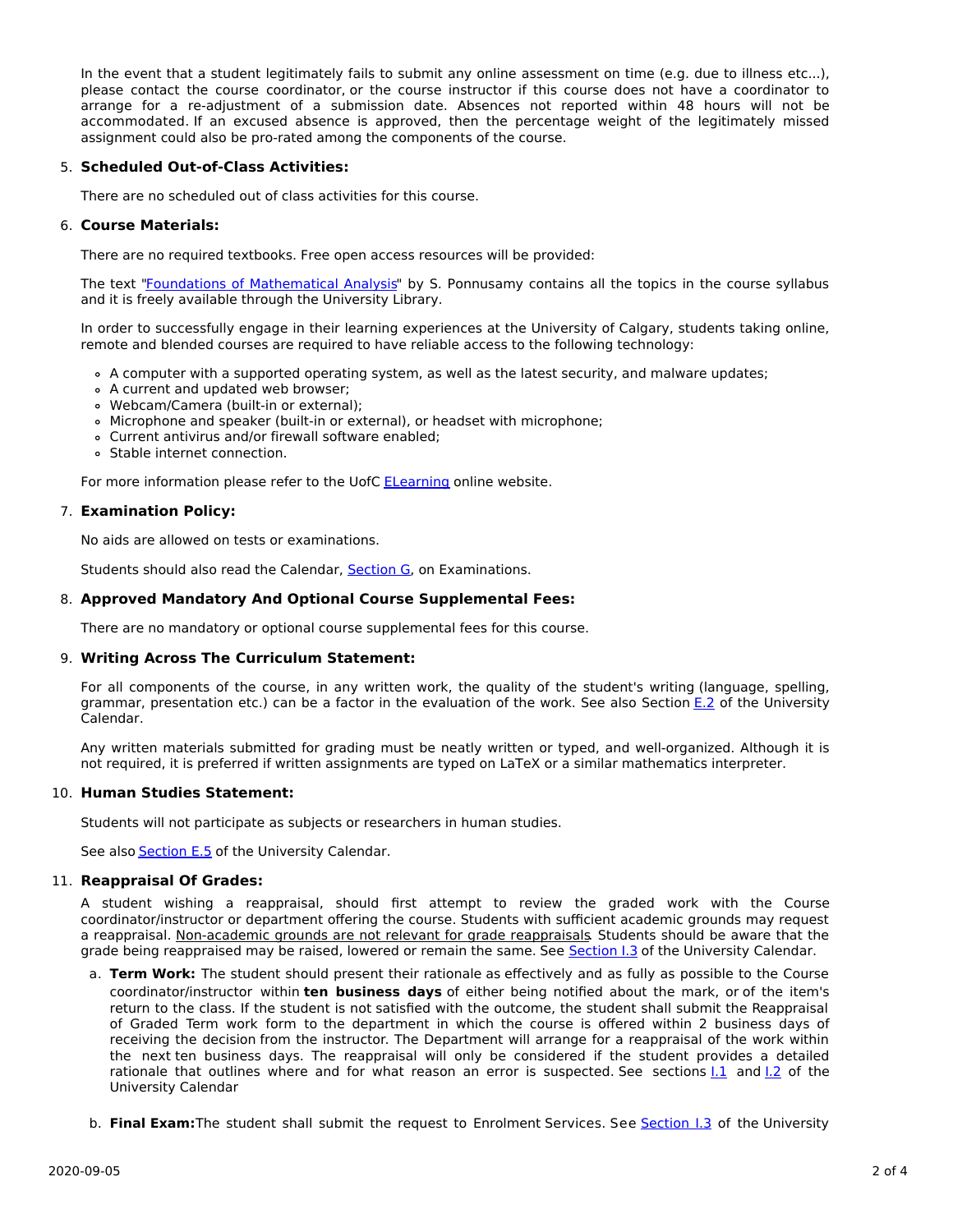In the event that a student legitimately fails to submit any online assessment on time (e.g. due to illness etc...), please contact the course coordinator, or the course instructor if this course does not have a coordinator to arrange for a re-adjustment of a submission date. Absences not reported within 48 hours will not be accommodated. If an excused absence is approved, then the percentage weight of the legitimately missed assignment could also be pro-rated among the components of the course.

5. **Scheduled Out-of-Class Activities:**

   There are no scheduled out of class activities for this course.

6. **Course Materials:**

   There are no required textbooks. Free open access resources will be provided:

   The text "Foundations of Mathematical Analysis" by S. Ponnusamy contains all the topics in the course syllabus and it is freely available through the University Library.

   In order to successfully engage in their learning experiences at the University of Calgary, students taking online, remote and blended courses are required to have reliable access to the following technology:

   - A computer with a supported operating system, as well as the latest security, and malware updates;
   - A current and updated web browser;
   - Webcam/Camera (built-in or external);
   - Microphone and speaker (built-in or external), or headset with microphone;
   - Current antivirus and/or firewall software enabled;
   - Stable internet connection.

   For more information please refer to the UofC ELearning online website.

7. **Examination Policy:**

   No aids are allowed on tests or examinations.

   Students should also read the Calendar, Section G, on Examinations.

8. **Approved Mandatory And Optional Course Supplemental Fees:**

   There are no mandatory or optional course supplemental fees for this course.

9. **Writing Across The Curriculum Statement:**

   For all components of the course, in any written work, the quality of the student's writing (language, spelling, grammar, presentation etc.) can be a factor in the evaluation of the work. See also Section E.2 of the University Calendar.

   Any written materials submitted for grading must be neatly written or typed, and well-organized. Although it is not required, it is preferred if written assignments are typed on LaTeX or a similar mathematics interpreter.

10. **Human Studies Statement:**

    Students will not participate as subjects or researchers in human studies.

    See also Section E.5 of the University Calendar.

11. **Reappraisal Of Grades:**

    A student wishing a reappraisal, should first attempt to review the graded work with the Course coordinator/instructor or department offering the course. Students with sufficient academic grounds may request a reappraisal. Non-academic grounds are not relevant for grade reappraisals. Students should be aware that the grade being reappraised may be raised, lowered or remain the same. See Section I.3 of the University Calendar.

    a. **Term Work:** The student should present their rationale as effectively and as fully as possible to the Course coordinator/instructor within **ten business days** of either being notified about the mark, or of the item's return to the class. If the student is not satisfied with the outcome, the student shall submit the Reappraisal of Graded Term work form to the department in which the course is offered within 2 business days of receiving the decision from the instructor. The Department will arrange for a reappraisal of the work within the next ten business days. The reappraisal will only be considered if the student provides a detailed rationale that outlines where and for what reason an error is suspected. See sections I.1 and I.2 of the University Calendar

    b. **Final Exam:** The student shall submit the request to Enrolment Services. See Section I.3 of the University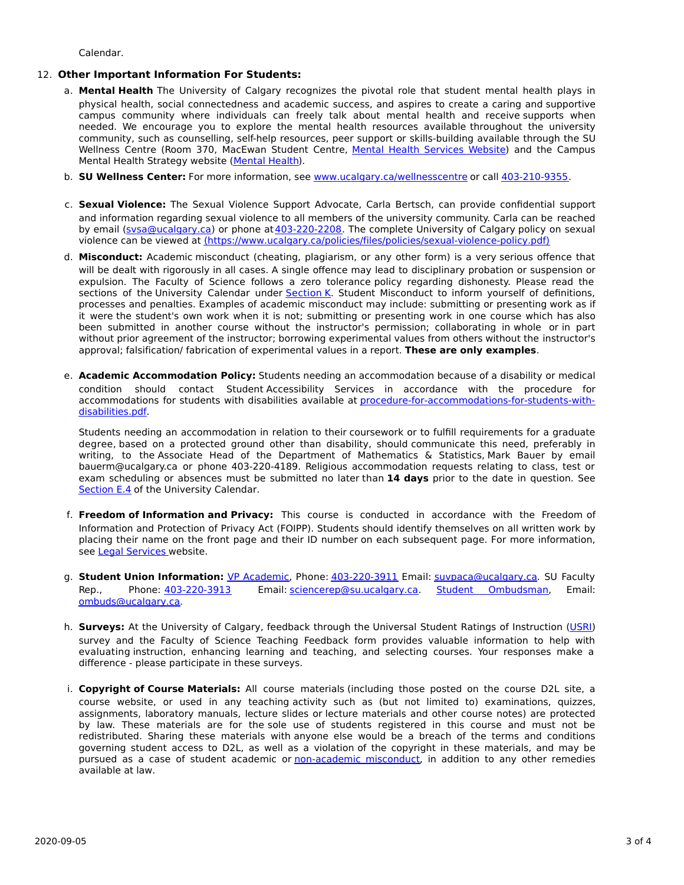Calendar.

12. **Other Important Information For Students:**

    a. **Mental Health** The University of Calgary recognizes the pivotal role that student mental health plays in physical health, social connectedness and academic success, and aspires to create a caring and supportive campus community where individuals can freely talk about mental health and receive supports when needed. We encourage you to explore the mental health resources available throughout the university community, such as counselling, self-help resources, peer support or skills-building available through the SU Wellness Centre (Room 370, MacEwan Student Centre, Mental Health Services Website) and the Campus Mental Health Strategy website (Mental Health).

    b. **SU Wellness Center:** For more information, see www.ucalgary.ca/wellnesscentre or call 403-210-9355.

    c. **Sexual Violence:** The Sexual Violence Support Advocate, Carla Bertsch, can provide confidential support and information regarding sexual violence to all members of the university community. Carla can be reached by email (svsa@ucalgary.ca) or phone at 403-220-2208. The complete University of Calgary policy on sexual violence can be viewed at (https://www.ucalgary.ca/policies/files/policies/sexual-violence-policy.pdf)

    d. **Misconduct:** Academic misconduct (cheating, plagiarism, or any other form) is a very serious offence that will be dealt with rigorously in all cases. A single offence may lead to disciplinary probation or suspension or expulsion. The Faculty of Science follows a zero tolerance policy regarding dishonesty. Please read the sections of the University Calendar under Section K. Student Misconduct to inform yourself of definitions, processes and penalties. Examples of academic misconduct may include: submitting or presenting work as if it were the student's own work when it is not; submitting or presenting work in one course which has also been submitted in another course without the instructor's permission; collaborating in whole or in part without prior agreement of the instructor; borrowing experimental values from others without the instructor's approval; falsification/ fabrication of experimental values in a report. **These are only examples**.

    e. **Academic Accommodation Policy:** Students needing an accommodation because of a disability or medical condition should contact Student Accessibility Services in accordance with the procedure for accommodations for students with disabilities available at procedure-for-accommodations-for-students-with-disabilities.pdf.

       Students needing an accommodation in relation to their coursework or to fulfill requirements for a graduate degree, based on a protected ground other than disability, should communicate this need, preferably in writing, to the Associate Head of the Department of Mathematics & Statistics, Mark Bauer by email bauerm@ucalgary.ca or phone 403-220-4189. Religious accommodation requests relating to class, test or exam scheduling or absences must be submitted no later than **14 days** prior to the date in question. See Section E.4 of the University Calendar.

    f. **Freedom of Information and Privacy:** This course is conducted in accordance with the Freedom of Information and Protection of Privacy Act (FOIPP). Students should identify themselves on all written work by placing their name on the front page and their ID number on each subsequent page. For more information, see Legal Services website.

    g. **Student Union Information:** VP Academic, Phone: 403-220-3911 Email: suvpaca@ucalgary.ca. SU Faculty Rep., Phone: 403-220-3913 Email: sciencerep@su.ucalgary.ca. Student Ombudsman, Email: ombuds@ucalgary.ca.

    h. **Surveys:** At the University of Calgary, feedback through the Universal Student Ratings of Instruction (USRI) survey and the Faculty of Science Teaching Feedback form provides valuable information to help with evaluating instruction, enhancing learning and teaching, and selecting courses. Your responses make a difference - please participate in these surveys.

    i. **Copyright of Course Materials:** All course materials (including those posted on the course D2L site, a course website, or used in any teaching activity such as (but not limited to) examinations, quizzes, assignments, laboratory manuals, lecture slides or lecture materials and other course notes) are protected by law. These materials are for the sole use of students registered in this course and must not be redistributed. Sharing these materials with anyone else would be a breach of the terms and conditions governing student access to D2L, as well as a violation of the copyright in these materials, and may be pursued as a case of student academic or non-academic misconduct, in addition to any other remedies available at law.

2020-09-05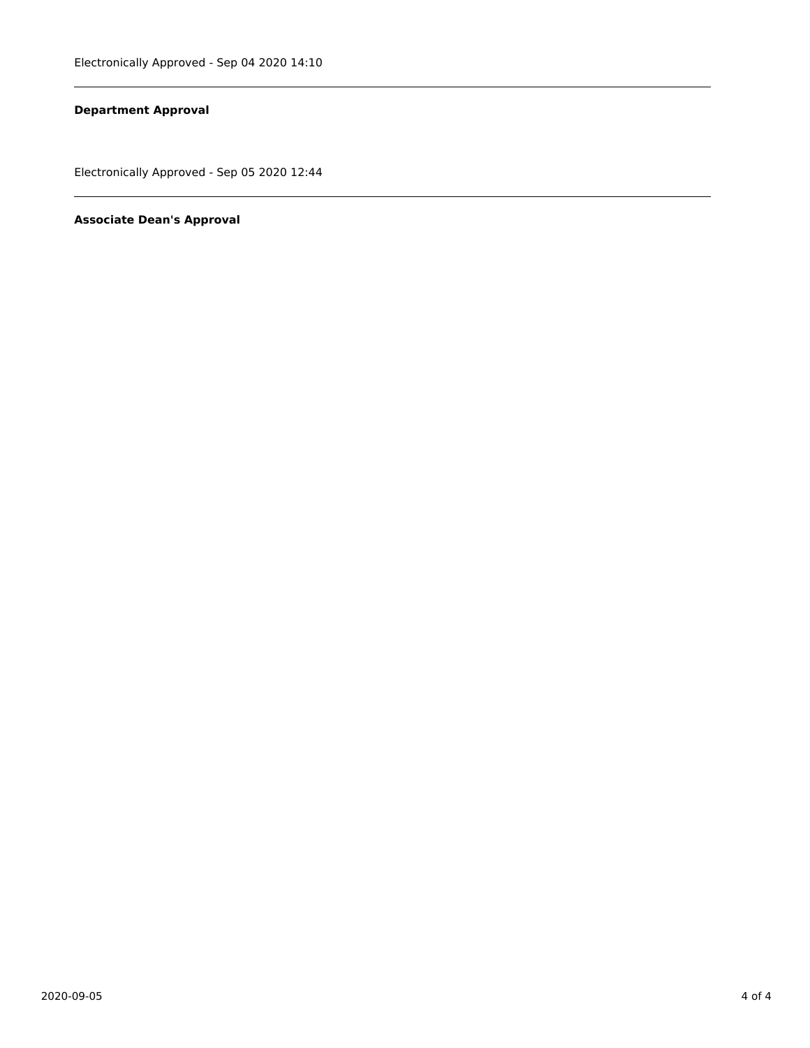Electronically Approved - Sep 04 2020 14:10

---

**Department Approval**

Electronically Approved - Sep 05 2020 12:44

---

**Associate Dean's Approval**